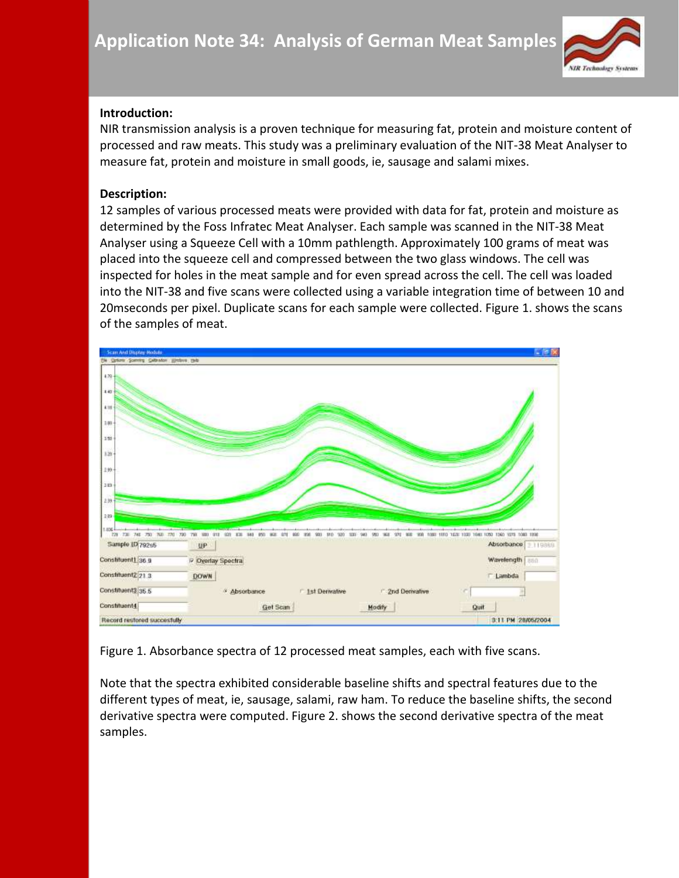# Application Note 34: Analysis of German Meat Samples

**Introduction:**

NIR transmission analysis is a proven technique for measuring fat, protein and moisture content of processed and raw meats. This study was a preliminary evaluation of the NIT-38 Meat Analyser to measure fat, protein and moisture in small goods, ie, sausage and salami mixes.

**Description:**

12 samples of various processed meats were provided with data for fat, protein and moisture as determined by the Foss Infratec Meat Analyser. Each sample was scanned in the NIT-38 Meat Analyser using a Squeeze Cell with a 10mm pathlength. Approximately 100 grams of meat was placed into the squeeze cell and compressed between the two glass windows. The cell was inspected for holes in the meat sample and for even spread across the cell. The cell was loaded into the NIT-38 and five scans were collected using a variable integration time of between 10 and 20mseconds per pixel. Duplicate scans for each sample were collected. Figure 1. shows the scans of the samples of meat.

Figure 1. Absorbance spectra of 12 processed meat samples, each with five scans.

Note that the spectra exhibited considerable baseline shifts and spectral features due to the different types of meat, ie, sausage, salami, raw ham. To reduce the baseline shifts, the second derivative spectra were computed. Figure 2. shows the second derivative spectra of the meat samples.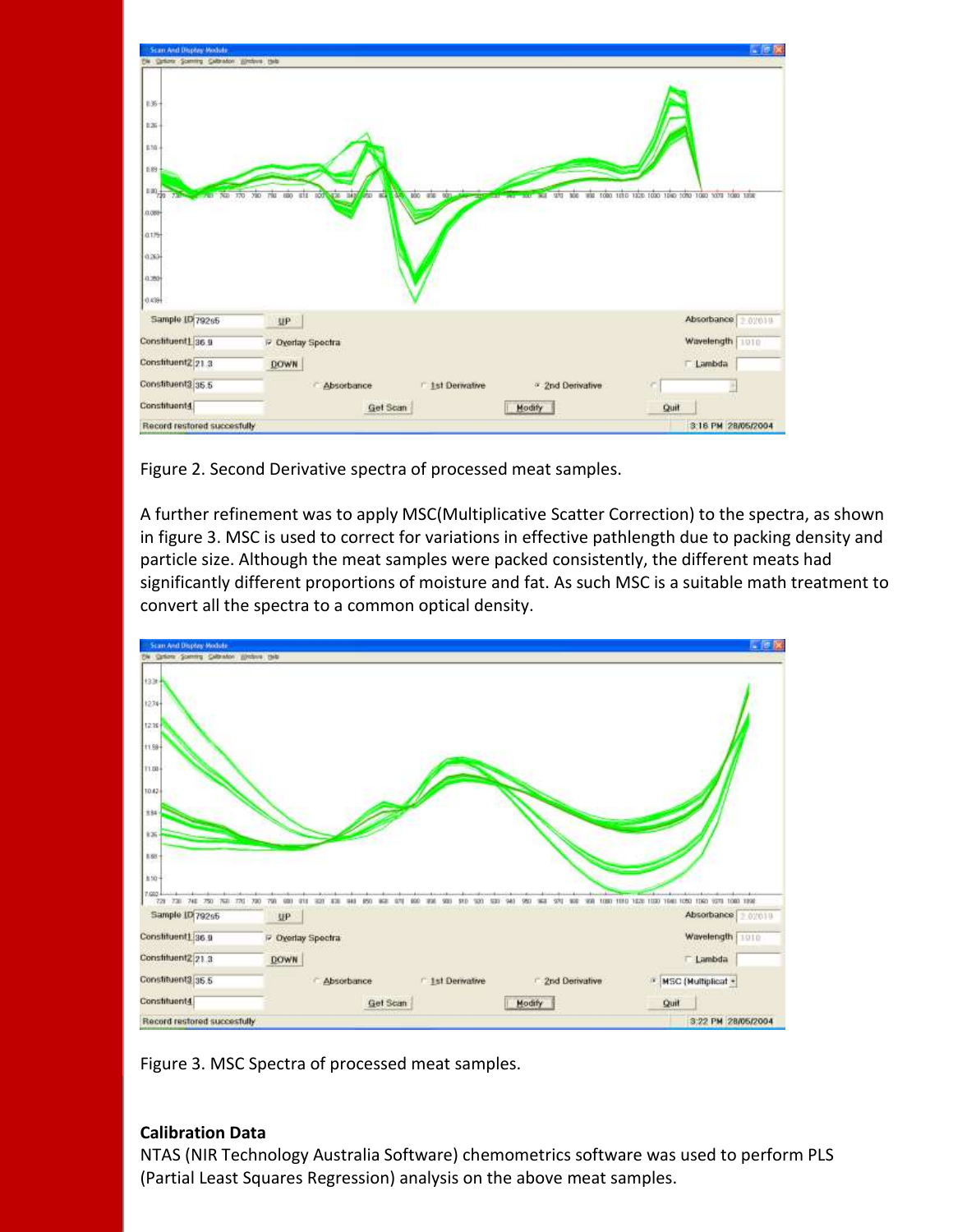Figure 2. Second Derivative spectra of processed meat samples.

A further refinement was to apply MSC(Multiplicative Scatter Correction) to the spectra, as shown in figure 3. MSC is used to correct for variations in effective pathlength due to packing density and particle size. Although the meat samples were packed consistently, the different meats had significantly different proportions of moisture and fat. As such MSC is a suitable math treatment to convert all the spectra to a common optical density.

Figure 3. MSC Spectra of processed meat samples.

**Calibration Data**

NTAS (NIR Technology Australia Software) chemometrics software was used to perform PLS (Partial Least Squares Regression) analysis on the above meat samples.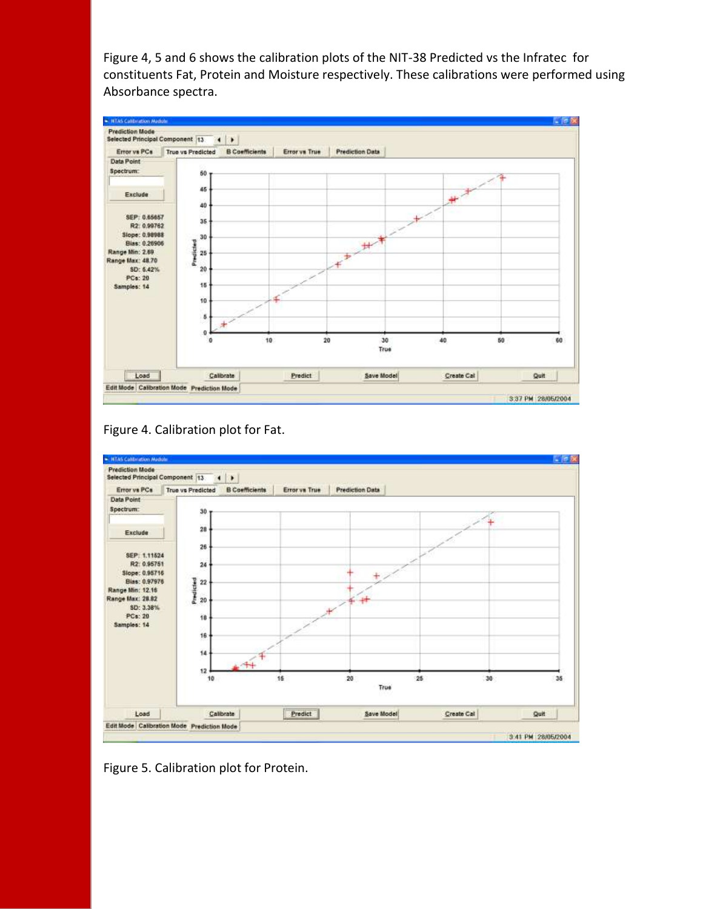Figure 4, 5 and 6 shows the calibration plots of the NIT-38 Predicted vs the Infratec for constituents Fat, Protein and Moisture respectively. These calibrations were performed using Absorbance spectra.

Figure 4. Calibration plot for Fat.

Figure 5. Calibration plot for Protein.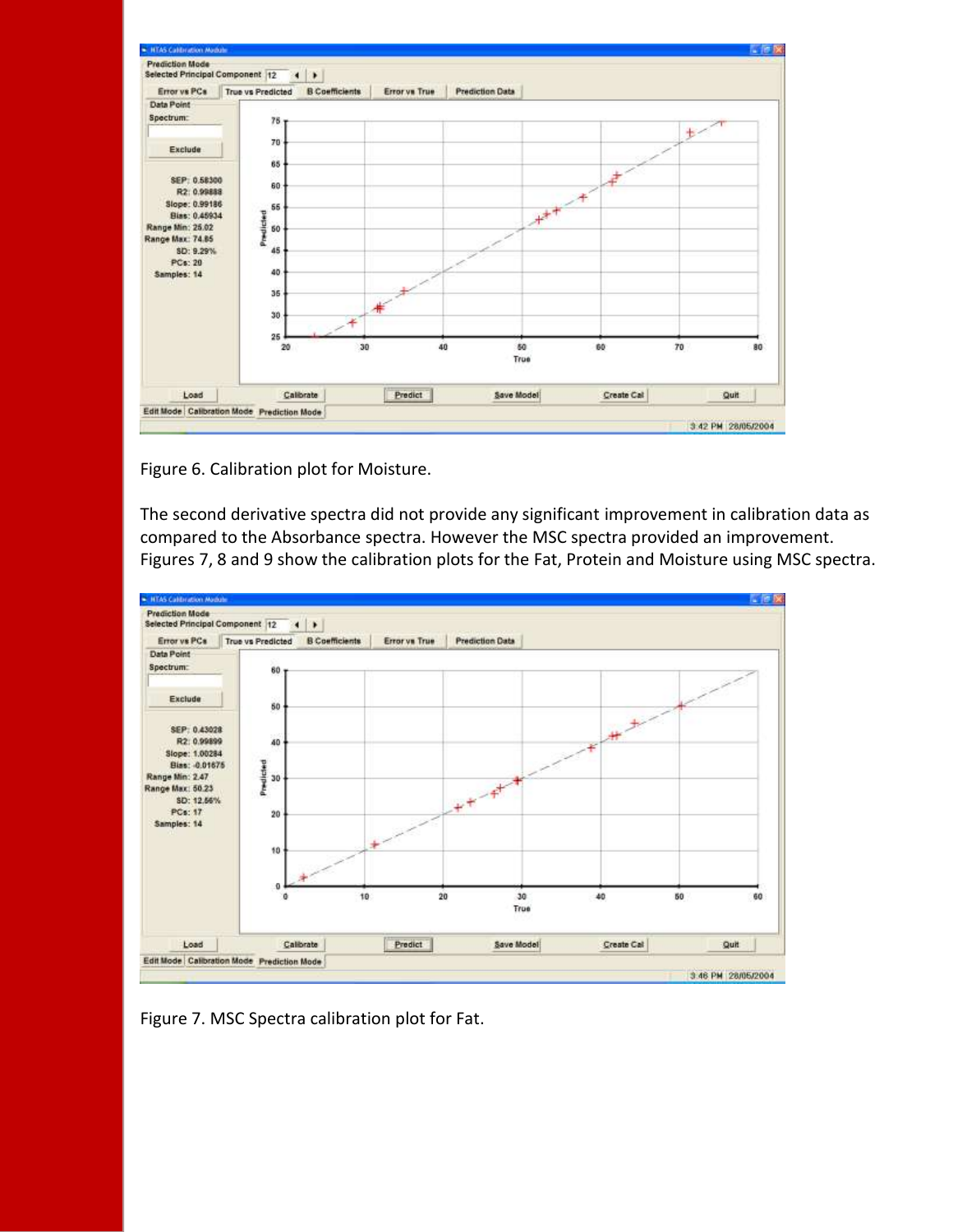Figure 6. Calibration plot for Moisture.

The second derivative spectra did not provide any significant improvement in calibration data as compared to the Absorbance spectra. However the MSC spectra provided an improvement. Figures 7, 8 and 9 show the calibration plots for the Fat, Protein and Moisture using MSC spectra.

Figure 7. MSC Spectra calibration plot for Fat.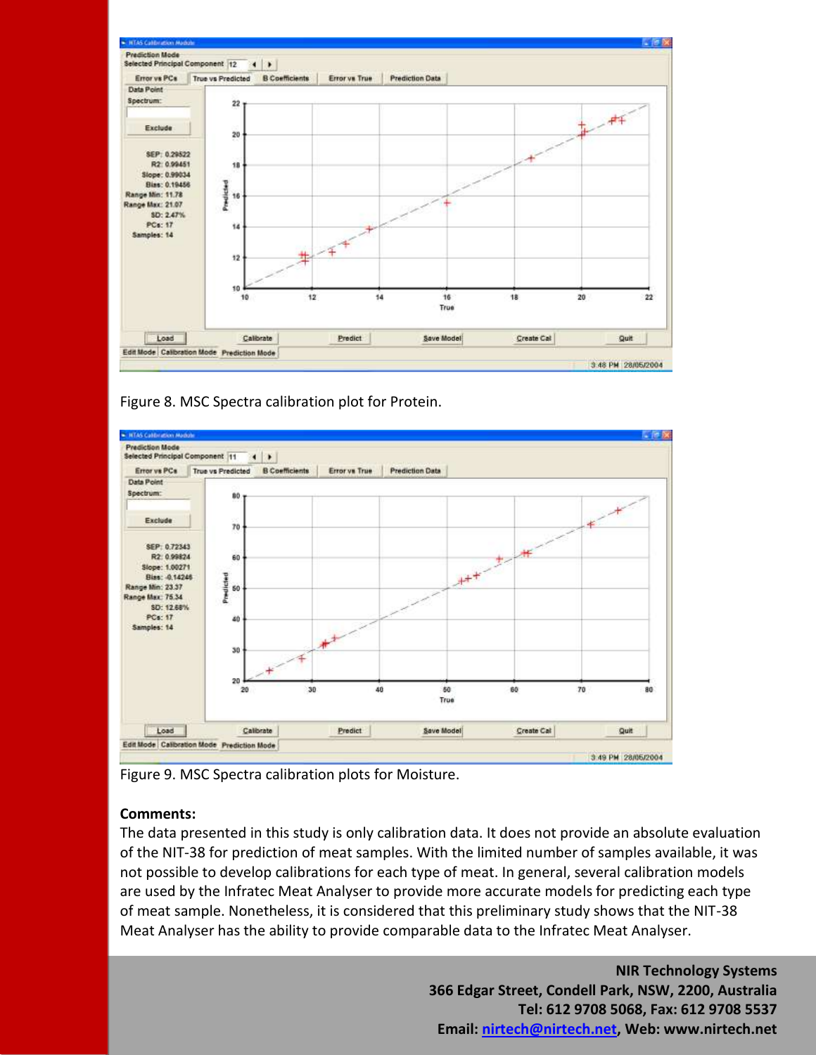Prediction Mode
Selected Principal Component 12

Error vs PCs | True vs Predicted | B Coefficients | Error vs True | Prediction Data

Data Point
Spectrum:
Exclude

SEP: 0.29522
R2: 0.99451
Slope: 0.99034
Bias: 0.19456
Range Min: 11.78
Range Max: 21.07
SD: 2.47%
PCs: 17
Samples: 14

Predicted
True

10 12 14 16 18 20 22

Load | Calibrate | Predict | Save Model | Create Cal | Quit

Edit Mode | Calibration Mode | Prediction Mode

3:48 PM 28/05/2004

Figure 8. MSC Spectra calibration plot for Protein.

Prediction Mode
Selected Principal Component 11

Error vs PCs | True vs Predicted | B Coefficients | Error vs True | Prediction Data

Data Point
Spectrum:
Exclude

SEP: 0.72343
R2: 0.99824
Slope: 1.00271
Bias: -0.14246
Range Min: 23.37
Range Max: 75.34
SD: 12.68%
PCs: 17
Samples: 14

Predicted
True

20 30 40 50 60 70 80

Load | Calibrate | Predict | Save Model | Create Cal | Quit

Edit Mode | Calibration Mode | Prediction Mode

3:49 PM 28/05/2004

Figure 9. MSC Spectra calibration plots for Moisture.

**Comments:**

The data presented in this study is only calibration data. It does not provide an absolute evaluation of the NIT-38 for prediction of meat samples. With the limited number of samples available, it was not possible to develop calibrations for each type of meat. In general, several calibration models are used by the Infratec Meat Analyser to provide more accurate models for predicting each type of meat sample. Nonetheless, it is considered that this preliminary study shows that the NIT-38 Meat Analyser has the ability to provide comparable data to the Infratec Meat Analyser.

**NIR Technology Systems**
**366 Edgar Street, Condell Park, NSW, 2200, Australia**
**Tel: 612 9708 5068, Fax: 612 9708 5537**
**Email: nirtech@nirtech.net, Web: www.nirtech.net**